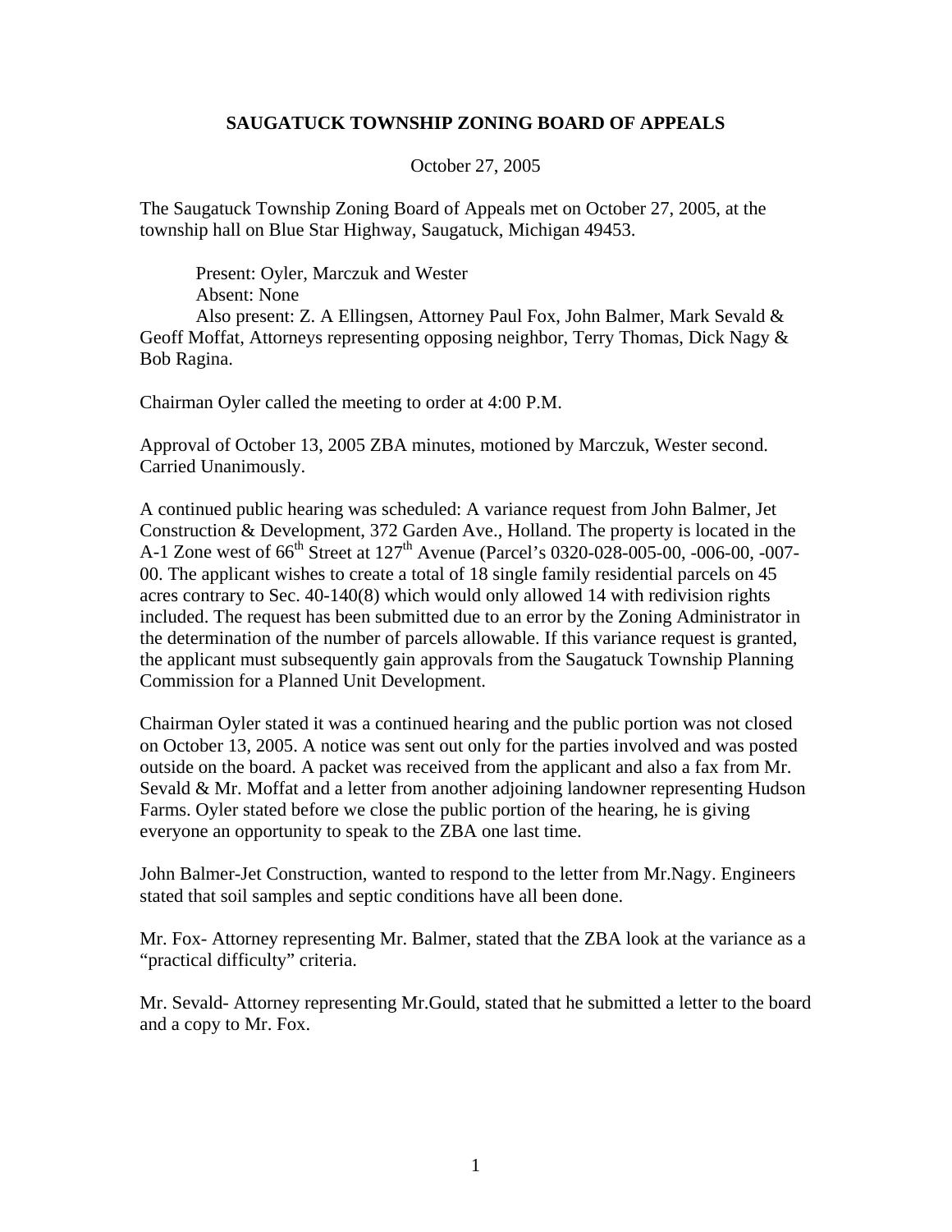# SAUGATUCK TOWNSHIP ZONING BOARD OF APPEALS

October 27, 2005

The Saugatuck Township Zoning Board of Appeals met on October 27, 2005, at the township hall on Blue Star Highway, Saugatuck, Michigan 49453.

Present: Oyler, Marczuk and Wester
Absent: None
Also present: Z. A Ellingsen, Attorney Paul Fox, John Balmer, Mark Sevald & Geoff Moffat, Attorneys representing opposing neighbor, Terry Thomas, Dick Nagy & Bob Ragina.

Chairman Oyler called the meeting to order at 4:00 P.M.

Approval of October 13, 2005 ZBA minutes, motioned by Marczuk, Wester second. Carried Unanimously.

A continued public hearing was scheduled: A variance request from John Balmer, Jet Construction & Development, 372 Garden Ave., Holland. The property is located in the A-1 Zone west of 66th Street at 127th Avenue (Parcel's 0320-028-005-00, -006-00, -007-00. The applicant wishes to create a total of 18 single family residential parcels on 45 acres contrary to Sec. 40-140(8) which would only allowed 14 with redivision rights included. The request has been submitted due to an error by the Zoning Administrator in the determination of the number of parcels allowable. If this variance request is granted, the applicant must subsequently gain approvals from the Saugatuck Township Planning Commission for a Planned Unit Development.

Chairman Oyler stated it was a continued hearing and the public portion was not closed on October 13, 2005. A notice was sent out only for the parties involved and was posted outside on the board. A packet was received from the applicant and also a fax from Mr. Sevald & Mr. Moffat and a letter from another adjoining landowner representing Hudson Farms. Oyler stated before we close the public portion of the hearing, he is giving everyone an opportunity to speak to the ZBA one last time.

John Balmer-Jet Construction, wanted to respond to the letter from Mr.Nagy. Engineers stated that soil samples and septic conditions have all been done.

Mr. Fox- Attorney representing Mr. Balmer, stated that the ZBA look at the variance as a "practical difficulty" criteria.

Mr. Sevald- Attorney representing Mr.Gould, stated that he submitted a letter to the board and a copy to Mr. Fox.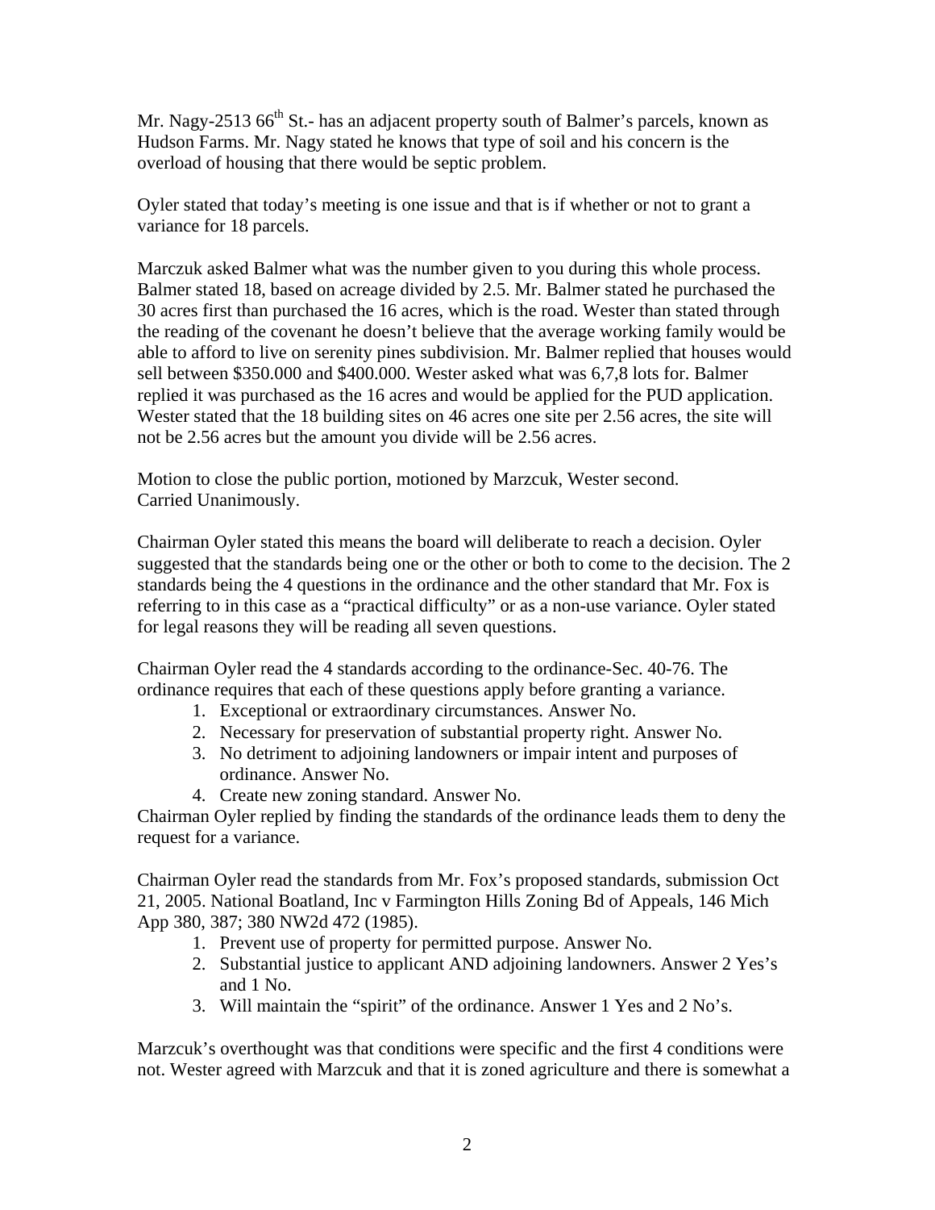Mr. Nagy-2513 66th St.- has an adjacent property south of Balmer's parcels, known as Hudson Farms. Mr. Nagy stated he knows that type of soil and his concern is the overload of housing that there would be septic problem.

Oyler stated that today's meeting is one issue and that is if whether or not to grant a variance for 18 parcels.

Marczuk asked Balmer what was the number given to you during this whole process. Balmer stated 18, based on acreage divided by 2.5. Mr. Balmer stated he purchased the 30 acres first than purchased the 16 acres, which is the road. Wester than stated through the reading of the covenant he doesn't believe that the average working family would be able to afford to live on serenity pines subdivision. Mr. Balmer replied that houses would sell between $350.000 and $400.000. Wester asked what was 6,7,8 lots for. Balmer replied it was purchased as the 16 acres and would be applied for the PUD application. Wester stated that the 18 building sites on 46 acres one site per 2.56 acres, the site will not be 2.56 acres but the amount you divide will be 2.56 acres.

Motion to close the public portion, motioned by Marzcuk, Wester second.
Carried Unanimously.

Chairman Oyler stated this means the board will deliberate to reach a decision. Oyler suggested that the standards being one or the other or both to come to the decision. The 2 standards being the 4 questions in the ordinance and the other standard that Mr. Fox is referring to in this case as a "practical difficulty" or as a non-use variance. Oyler stated for legal reasons they will be reading all seven questions.

Chairman Oyler read the 4 standards according to the ordinance-Sec. 40-76. The ordinance requires that each of these questions apply before granting a variance.

1. Exceptional or extraordinary circumstances. Answer No.
2. Necessary for preservation of substantial property right. Answer No.
3. No detriment to adjoining landowners or impair intent and purposes of ordinance. Answer No.
4. Create new zoning standard. Answer No.

Chairman Oyler replied by finding the standards of the ordinance leads them to deny the request for a variance.

Chairman Oyler read the standards from Mr. Fox's proposed standards, submission Oct 21, 2005. National Boatland, Inc v Farmington Hills Zoning Bd of Appeals, 146 Mich App 380, 387; 380 NW2d 472 (1985).

1. Prevent use of property for permitted purpose. Answer No.
2. Substantial justice to applicant AND adjoining landowners. Answer 2 Yes's and 1 No.
3. Will maintain the "spirit" of the ordinance. Answer 1 Yes and 2 No's.

Marzcuk's overthought was that conditions were specific and the first 4 conditions were not. Wester agreed with Marzcuk and that it is zoned agriculture and there is somewhat a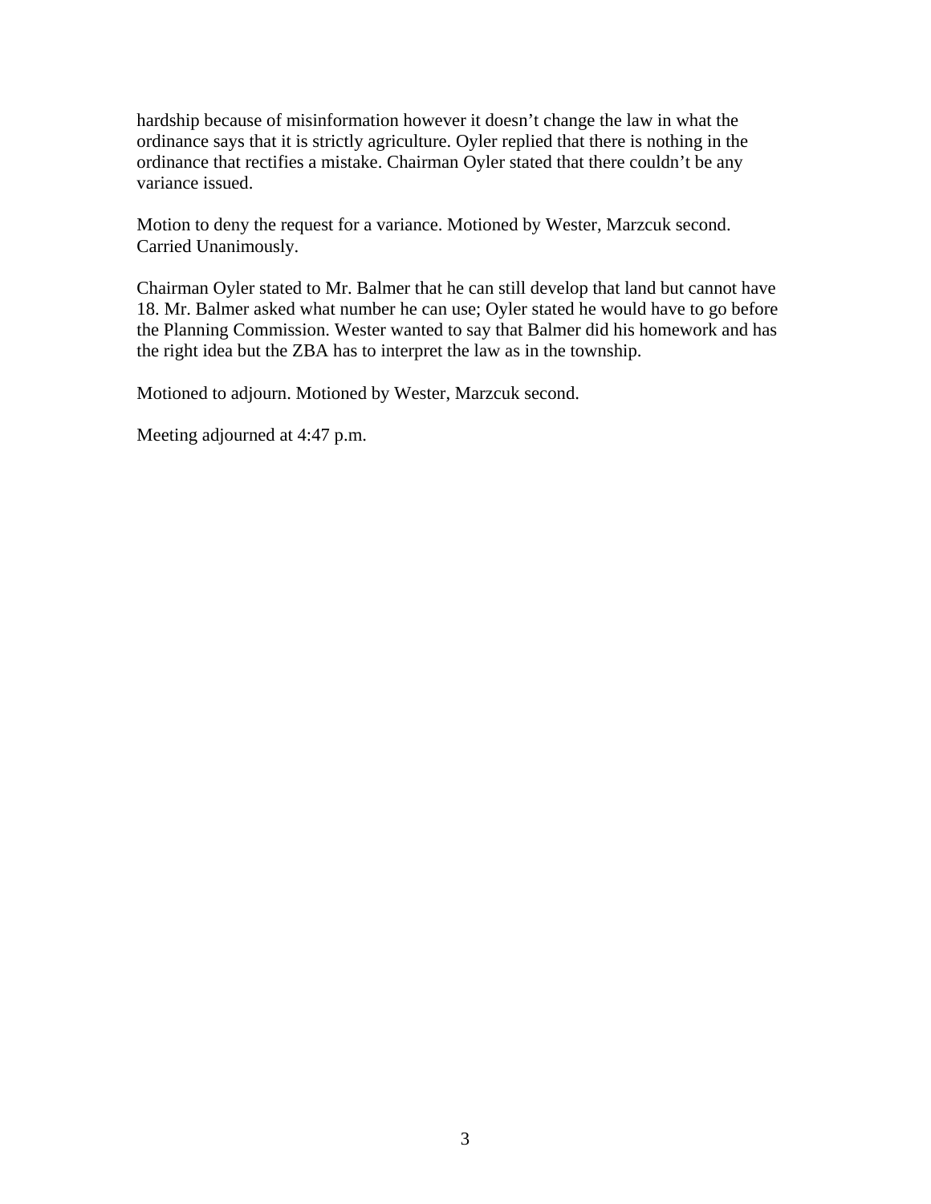hardship because of misinformation however it doesn't change the law in what the ordinance says that it is strictly agriculture. Oyler replied that there is nothing in the ordinance that rectifies a mistake. Chairman Oyler stated that there couldn't be any variance issued.

Motion to deny the request for a variance. Motioned by Wester, Marzcuk second. Carried Unanimously.

Chairman Oyler stated to Mr. Balmer that he can still develop that land but cannot have 18. Mr. Balmer asked what number he can use; Oyler stated he would have to go before the Planning Commission. Wester wanted to say that Balmer did his homework and has the right idea but the ZBA has to interpret the law as in the township.

Motioned to adjourn. Motioned by Wester, Marzcuk second.

Meeting adjourned at 4:47 p.m.